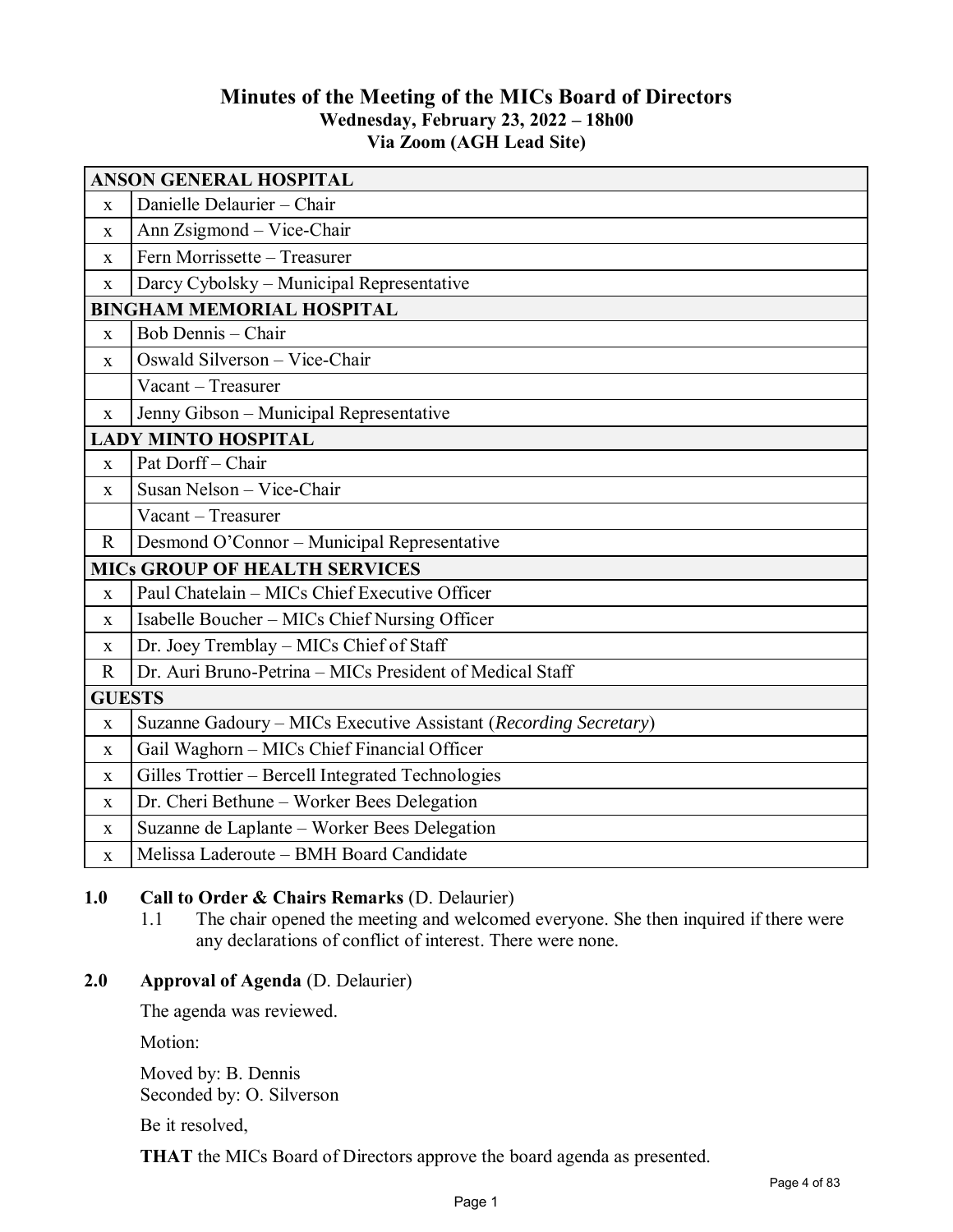# Minutes of the Meeting of the MICs Board of Directors

**Wednesday, February 23, 2022 – 18h00**
**Via Zoom (AGH Lead Site)**

| | |
|---|---|
| **ANSON GENERAL HOSPITAL** | |
| x | Danielle Delaurier – Chair |
| x | Ann Zsigmond – Vice-Chair |
| x | Fern Morrissette – Treasurer |
| x | Darcy Cybolsky – Municipal Representative |
| **BINGHAM MEMORIAL HOSPITAL** | |
| x | Bob Dennis – Chair |
| x | Oswald Silverson – Vice-Chair |
| | Vacant – Treasurer |
| x | Jenny Gibson – Municipal Representative |
| **LADY MINTO HOSPITAL** | |
| x | Pat Dorff – Chair |
| x | Susan Nelson – Vice-Chair |
| | Vacant – Treasurer |
| R | Desmond O'Connor – Municipal Representative |
| **MICs GROUP OF HEALTH SERVICES** | |
| x | Paul Chatelain – MICs Chief Executive Officer |
| x | Isabelle Boucher – MICs Chief Nursing Officer |
| x | Dr. Joey Tremblay – MICs Chief of Staff |
| R | Dr. Auri Bruno-Petrina – MICs President of Medical Staff |
| **GUESTS** | |
| x | Suzanne Gadoury – MICs Executive Assistant (*Recording Secretary*) |
| x | Gail Waghorn – MICs Chief Financial Officer |
| x | Gilles Trottier – Bercell Integrated Technologies |
| x | Dr. Cheri Bethune – Worker Bees Delegation |
| x | Suzanne de Laplante – Worker Bees Delegation |
| x | Melissa Laderoute – BMH Board Candidate |

## 1.0 Call to Order & Chairs Remarks (D. Delaurier)

1.1 The chair opened the meeting and welcomed everyone. She then inquired if there were any declarations of conflict of interest. There were none.

## 2.0 Approval of Agenda (D. Delaurier)

The agenda was reviewed.

Motion:

Moved by: B. Dennis
Seconded by: O. Silverson

Be it resolved,

**THAT** the MICs Board of Directors approve the board agenda as presented.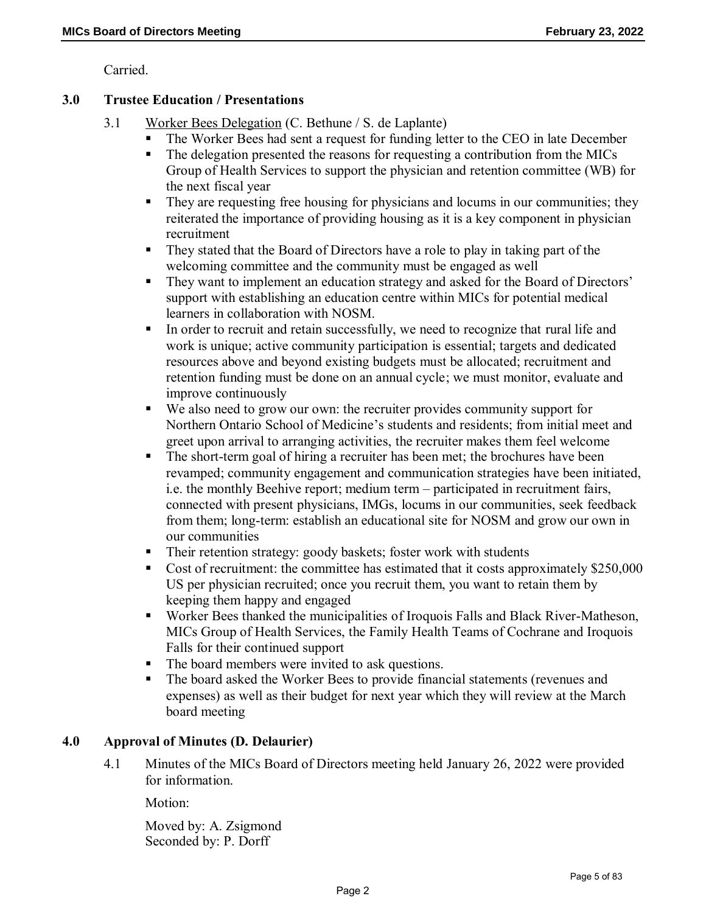Carried.

## 3.0 Trustee Education / Presentations

3.1 Worker Bees Delegation (C. Bethune / S. de Laplante)

- The Worker Bees had sent a request for funding letter to the CEO in late December
- The delegation presented the reasons for requesting a contribution from the MICs Group of Health Services to support the physician and retention committee (WB) for the next fiscal year
- They are requesting free housing for physicians and locums in our communities; they reiterated the importance of providing housing as it is a key component in physician recruitment
- They stated that the Board of Directors have a role to play in taking part of the welcoming committee and the community must be engaged as well
- They want to implement an education strategy and asked for the Board of Directors' support with establishing an education centre within MICs for potential medical learners in collaboration with NOSM.
- In order to recruit and retain successfully, we need to recognize that rural life and work is unique; active community participation is essential; targets and dedicated resources above and beyond existing budgets must be allocated; recruitment and retention funding must be done on an annual cycle; we must monitor, evaluate and improve continuously
- We also need to grow our own: the recruiter provides community support for Northern Ontario School of Medicine's students and residents; from initial meet and greet upon arrival to arranging activities, the recruiter makes them feel welcome
- The short-term goal of hiring a recruiter has been met; the brochures have been revamped; community engagement and communication strategies have been initiated, i.e. the monthly Beehive report; medium term – participated in recruitment fairs, connected with present physicians, IMGs, locums in our communities, seek feedback from them; long-term: establish an educational site for NOSM and grow our own in our communities
- Their retention strategy: goody baskets; foster work with students
- Cost of recruitment: the committee has estimated that it costs approximately $250,000 US per physician recruited; once you recruit them, you want to retain them by keeping them happy and engaged
- Worker Bees thanked the municipalities of Iroquois Falls and Black River-Matheson, MICs Group of Health Services, the Family Health Teams of Cochrane and Iroquois Falls for their continued support
- The board members were invited to ask questions.
- The board asked the Worker Bees to provide financial statements (revenues and expenses) as well as their budget for next year which they will review at the March board meeting

## 4.0 Approval of Minutes (D. Delaurier)

4.1 Minutes of the MICs Board of Directors meeting held January 26, 2022 were provided for information.

Motion:

Moved by: A. Zsigmond
Seconded by: P. Dorff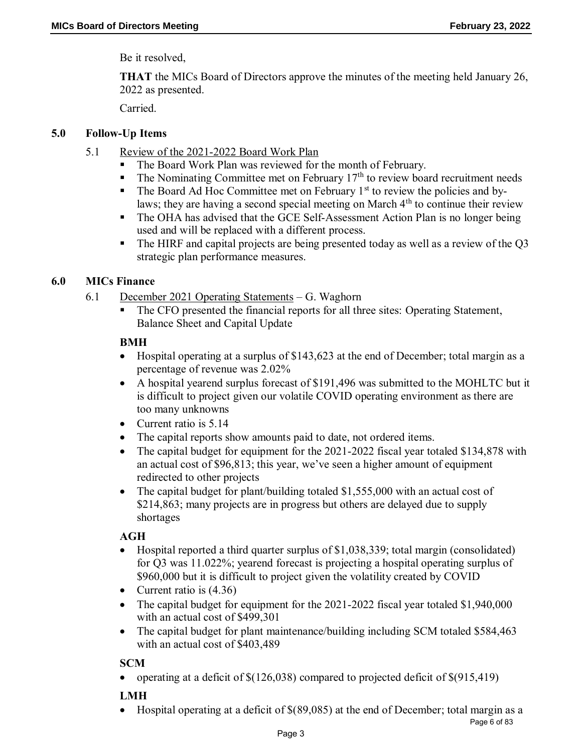Be it resolved,

**THAT** the MICs Board of Directors approve the minutes of the meeting held January 26, 2022 as presented.

Carried.

## 5.0 Follow-Up Items

5.1 Review of the 2021-2022 Board Work Plan

- The Board Work Plan was reviewed for the month of February.
- The Nominating Committee met on February 17th to review board recruitment needs
- The Board Ad Hoc Committee met on February 1st to review the policies and by-laws; they are having a second special meeting on March 4th to continue their review
- The OHA has advised that the GCE Self-Assessment Action Plan is no longer being used and will be replaced with a different process.
- The HIRF and capital projects are being presented today as well as a review of the Q3 strategic plan performance measures.

## 6.0 MICs Finance

6.1 December 2021 Operating Statements – G. Waghorn

- The CFO presented the financial reports for all three sites: Operating Statement, Balance Sheet and Capital Update

**BMH**

- Hospital operating at a surplus of $143,623 at the end of December; total margin as a percentage of revenue was 2.02%
- A hospital yearend surplus forecast of $191,496 was submitted to the MOHLTC but it is difficult to project given our volatile COVID operating environment as there are too many unknowns
- Current ratio is 5.14
- The capital reports show amounts paid to date, not ordered items.
- The capital budget for equipment for the 2021-2022 fiscal year totaled $134,878 with an actual cost of $96,813; this year, we've seen a higher amount of equipment redirected to other projects
- The capital budget for plant/building totaled $1,555,000 with an actual cost of $214,863; many projects are in progress but others are delayed due to supply shortages

**AGH**

- Hospital reported a third quarter surplus of $1,038,339; total margin (consolidated) for Q3 was 11.022%; yearend forecast is projecting a hospital operating surplus of $960,000 but it is difficult to project given the volatility created by COVID
- Current ratio is (4.36)
- The capital budget for equipment for the 2021-2022 fiscal year totaled $1,940,000 with an actual cost of $499,301
- The capital budget for plant maintenance/building including SCM totaled $584,463 with an actual cost of $403,489

**SCM**

- operating at a deficit of $(126,038) compared to projected deficit of $(915,419)

**LMH**

- Hospital operating at a deficit of $(89,085) at the end of December; total margin as a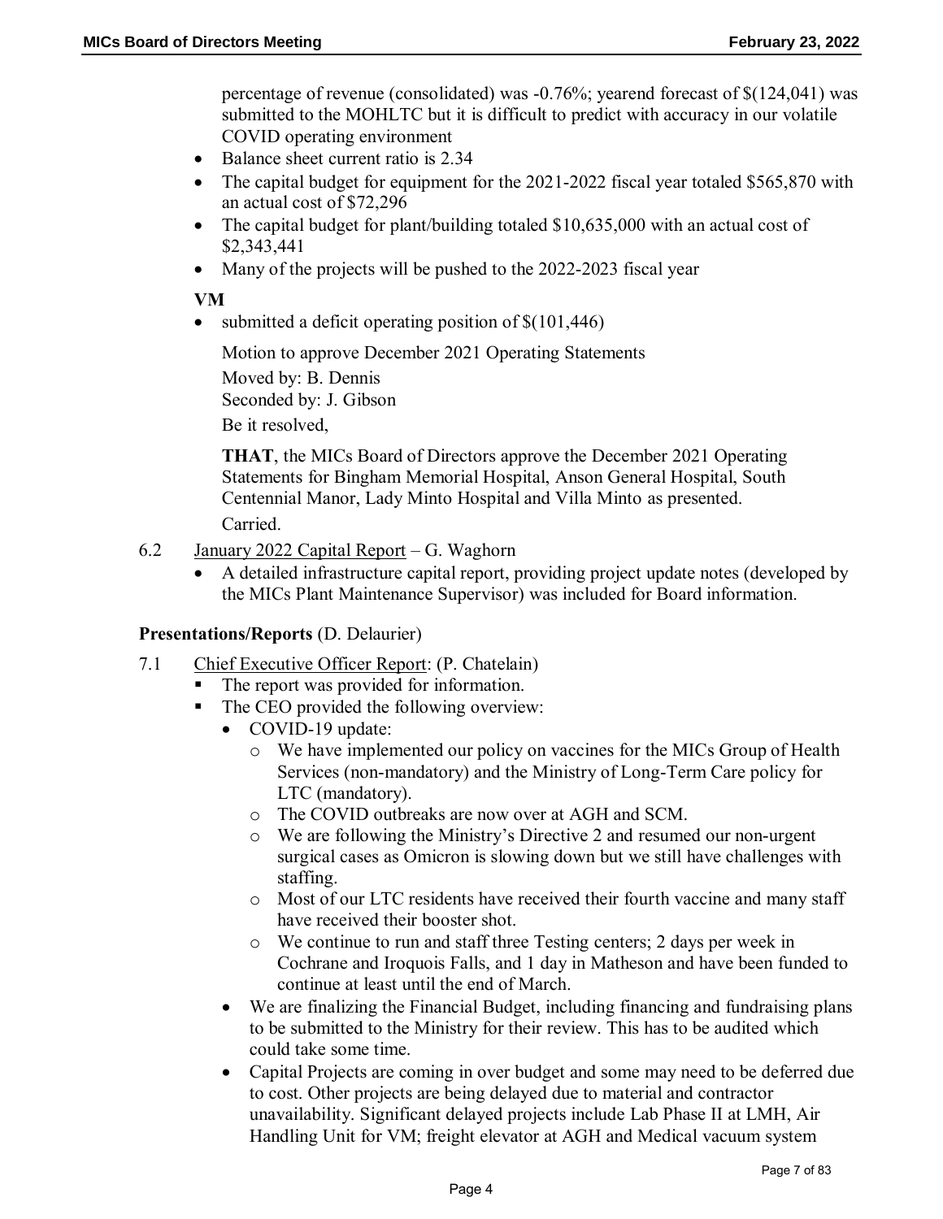percentage of revenue (consolidated) was -0.76%; yearend forecast of $(124,041) was submitted to the MOHLTC but it is difficult to predict with accuracy in our volatile COVID operating environment

- Balance sheet current ratio is 2.34
- The capital budget for equipment for the 2021-2022 fiscal year totaled $565,870 with an actual cost of $72,296
- The capital budget for plant/building totaled $10,635,000 with an actual cost of $2,343,441
- Many of the projects will be pushed to the 2022-2023 fiscal year

**VM**

- submitted a deficit operating position of $(101,446)

Motion to approve December 2021 Operating Statements

Moved by: B. Dennis

Seconded by: J. Gibson

Be it resolved,

**THAT**, the MICs Board of Directors approve the December 2021 Operating Statements for Bingham Memorial Hospital, Anson General Hospital, South Centennial Manor, Lady Minto Hospital and Villa Minto as presented.

Carried.

6.2 January 2022 Capital Report – G. Waghorn

- A detailed infrastructure capital report, providing project update notes (developed by the MICs Plant Maintenance Supervisor) was included for Board information.

**Presentations/Reports** (D. Delaurier)

7.1 Chief Executive Officer Report: (P. Chatelain)

- The report was provided for information.
- The CEO provided the following overview:
  - COVID-19 update:
    - We have implemented our policy on vaccines for the MICs Group of Health Services (non-mandatory) and the Ministry of Long-Term Care policy for LTC (mandatory).
    - The COVID outbreaks are now over at AGH and SCM.
    - We are following the Ministry's Directive 2 and resumed our non-urgent surgical cases as Omicron is slowing down but we still have challenges with staffing.
    - Most of our LTC residents have received their fourth vaccine and many staff have received their booster shot.
    - We continue to run and staff three Testing centers; 2 days per week in Cochrane and Iroquois Falls, and 1 day in Matheson and have been funded to continue at least until the end of March.
  - We are finalizing the Financial Budget, including financing and fundraising plans to be submitted to the Ministry for their review. This has to be audited which could take some time.
  - Capital Projects are coming in over budget and some may need to be deferred due to cost. Other projects are being delayed due to material and contractor unavailability. Significant delayed projects include Lab Phase II at LMH, Air Handling Unit for VM; freight elevator at AGH and Medical vacuum system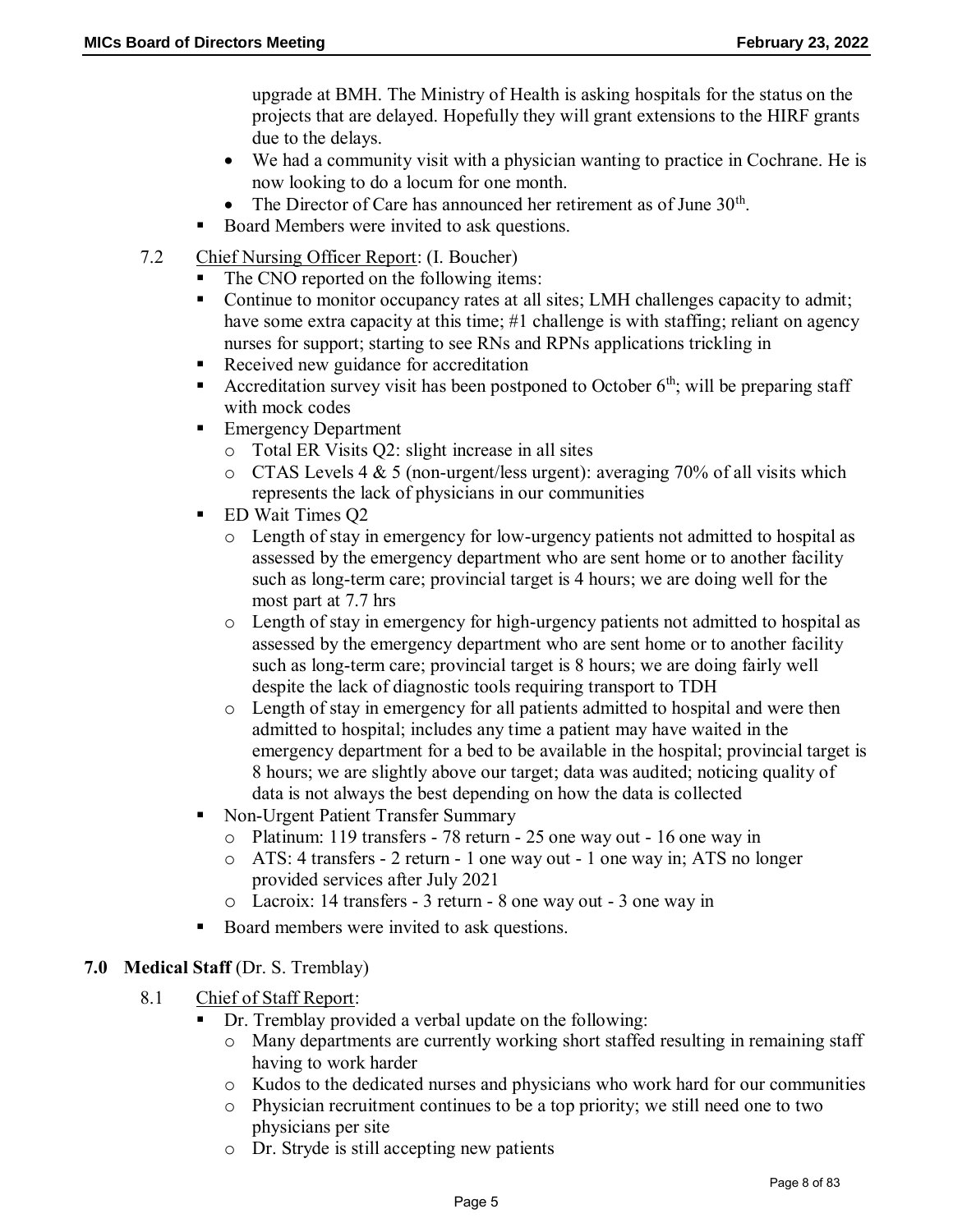upgrade at BMH. The Ministry of Health is asking hospitals for the status on the projects that are delayed. Hopefully they will grant extensions to the HIRF grants due to the delays.

- We had a community visit with a physician wanting to practice in Cochrane. He is now looking to do a locum for one month.
- The Director of Care has announced her retirement as of June 30th.

- Board Members were invited to ask questions.

7.2 Chief Nursing Officer Report: (I. Boucher)

- The CNO reported on the following items:
- Continue to monitor occupancy rates at all sites; LMH challenges capacity to admit; have some extra capacity at this time; #1 challenge is with staffing; reliant on agency nurses for support; starting to see RNs and RPNs applications trickling in
- Received new guidance for accreditation
- Accreditation survey visit has been postponed to October 6th; will be preparing staff with mock codes
- Emergency Department
  - Total ER Visits Q2: slight increase in all sites
  - CTAS Levels 4 & 5 (non-urgent/less urgent): averaging 70% of all visits which represents the lack of physicians in our communities
- ED Wait Times Q2
  - Length of stay in emergency for low-urgency patients not admitted to hospital as assessed by the emergency department who are sent home or to another facility such as long-term care; provincial target is 4 hours; we are doing well for the most part at 7.7 hrs
  - Length of stay in emergency for high-urgency patients not admitted to hospital as assessed by the emergency department who are sent home or to another facility such as long-term care; provincial target is 8 hours; we are doing fairly well despite the lack of diagnostic tools requiring transport to TDH
  - Length of stay in emergency for all patients admitted to hospital and were then admitted to hospital; includes any time a patient may have waited in the emergency department for a bed to be available in the hospital; provincial target is 8 hours; we are slightly above our target; data was audited; noticing quality of data is not always the best depending on how the data is collected
- Non-Urgent Patient Transfer Summary
  - Platinum: 119 transfers - 78 return - 25 one way out - 16 one way in
  - ATS: 4 transfers - 2 return - 1 one way out - 1 one way in; ATS no longer provided services after July 2021
  - Lacroix: 14 transfers - 3 return - 8 one way out - 3 one way in
- Board members were invited to ask questions.

## 7.0 Medical Staff (Dr. S. Tremblay)

8.1 Chief of Staff Report:

- Dr. Tremblay provided a verbal update on the following:
  - Many departments are currently working short staffed resulting in remaining staff having to work harder
  - Kudos to the dedicated nurses and physicians who work hard for our communities
  - Physician recruitment continues to be a top priority; we still need one to two physicians per site
  - Dr. Stryde is still accepting new patients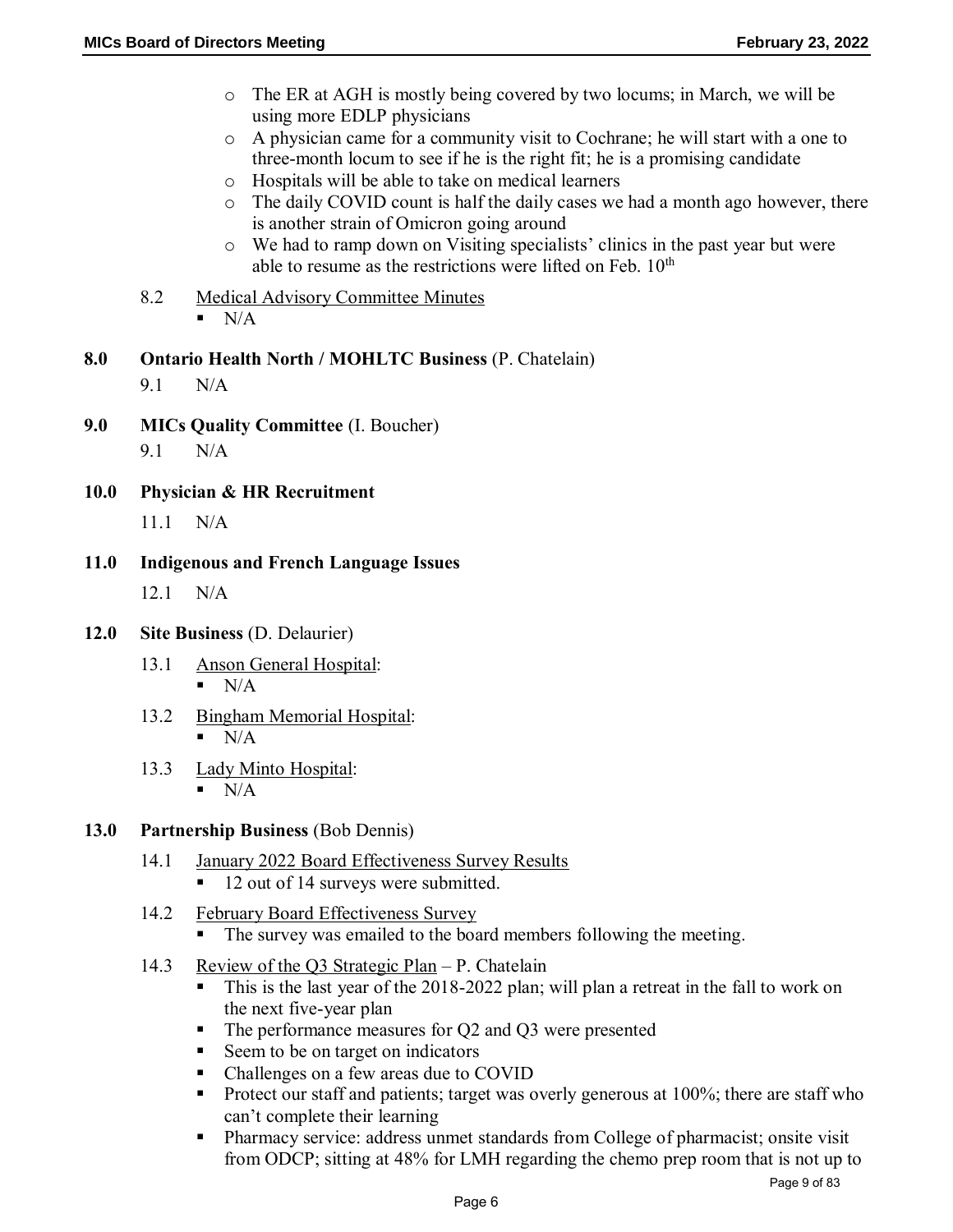- The ER at AGH is mostly being covered by two locums; in March, we will be using more EDLP physicians
- A physician came for a community visit to Cochrane; he will start with a one to three-month locum to see if he is the right fit; he is a promising candidate
- Hospitals will be able to take on medical learners
- The daily COVID count is half the daily cases we had a month ago however, there is another strain of Omicron going around
- We had to ramp down on Visiting specialists' clinics in the past year but were able to resume as the restrictions were lifted on Feb. 10th

8.2 Medical Advisory Committee Minutes

- N/A

**8.0 Ontario Health North / MOHLTC Business** (P. Chatelain)

9.1 N/A

**9.0 MICs Quality Committee** (I. Boucher)

9.1 N/A

**10.0 Physician & HR Recruitment**

11.1 N/A

**11.0 Indigenous and French Language Issues**

12.1 N/A

**12.0 Site Business** (D. Delaurier)

13.1 Anson General Hospital:

- N/A

13.2 Bingham Memorial Hospital:

- N/A

13.3 Lady Minto Hospital:

- N/A

**13.0 Partnership Business** (Bob Dennis)

14.1 January 2022 Board Effectiveness Survey Results

- 12 out of 14 surveys were submitted.

14.2 February Board Effectiveness Survey

- The survey was emailed to the board members following the meeting.

14.3 Review of the Q3 Strategic Plan – P. Chatelain

- This is the last year of the 2018-2022 plan; will plan a retreat in the fall to work on the next five-year plan
- The performance measures for Q2 and Q3 were presented
- Seem to be on target on indicators
- Challenges on a few areas due to COVID
- Protect our staff and patients; target was overly generous at 100%; there are staff who can't complete their learning
- Pharmacy service: address unmet standards from College of pharmacist; onsite visit from ODCP; sitting at 48% for LMH regarding the chemo prep room that is not up to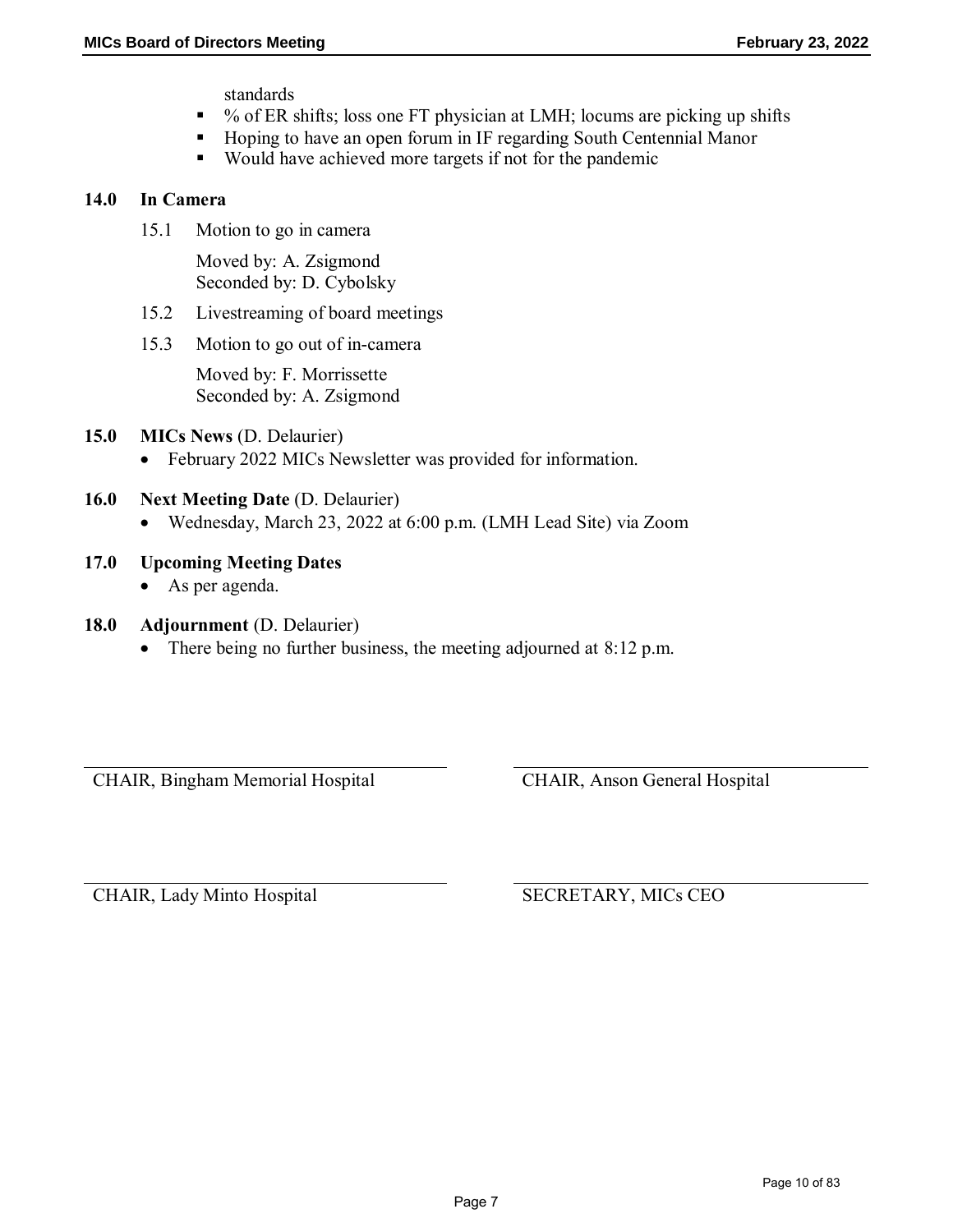standards

- % of ER shifts; loss one FT physician at LMH; locums are picking up shifts
- Hoping to have an open forum in IF regarding South Centennial Manor
- Would have achieved more targets if not for the pandemic

**14.0 In Camera**

15.1 Motion to go in camera

Moved by: A. Zsigmond
Seconded by: D. Cybolsky

15.2 Livestreaming of board meetings

15.3 Motion to go out of in-camera

Moved by: F. Morrissette
Seconded by: A. Zsigmond

**15.0 MICs News** (D. Delaurier)

- February 2022 MICs Newsletter was provided for information.

**16.0 Next Meeting Date** (D. Delaurier)

- Wednesday, March 23, 2022 at 6:00 p.m. (LMH Lead Site) via Zoom

**17.0 Upcoming Meeting Dates**

- As per agenda.

**18.0 Adjournment** (D. Delaurier)

- There being no further business, the meeting adjourned at 8:12 p.m.

\_\_\_\_\_\_\_\_\_\_\_\_\_\_\_\_\_\_\_\_\_\_\_\_\_\_\_\_\_\_
CHAIR, Bingham Memorial Hospital

\_\_\_\_\_\_\_\_\_\_\_\_\_\_\_\_\_\_\_\_\_\_\_\_\_\_\_\_\_\_
CHAIR, Anson General Hospital

\_\_\_\_\_\_\_\_\_\_\_\_\_\_\_\_\_\_\_\_\_\_\_\_\_\_\_\_\_\_
CHAIR, Lady Minto Hospital

\_\_\_\_\_\_\_\_\_\_\_\_\_\_\_\_\_\_\_\_\_\_\_\_\_\_\_\_\_\_
SECRETARY, MICs CEO